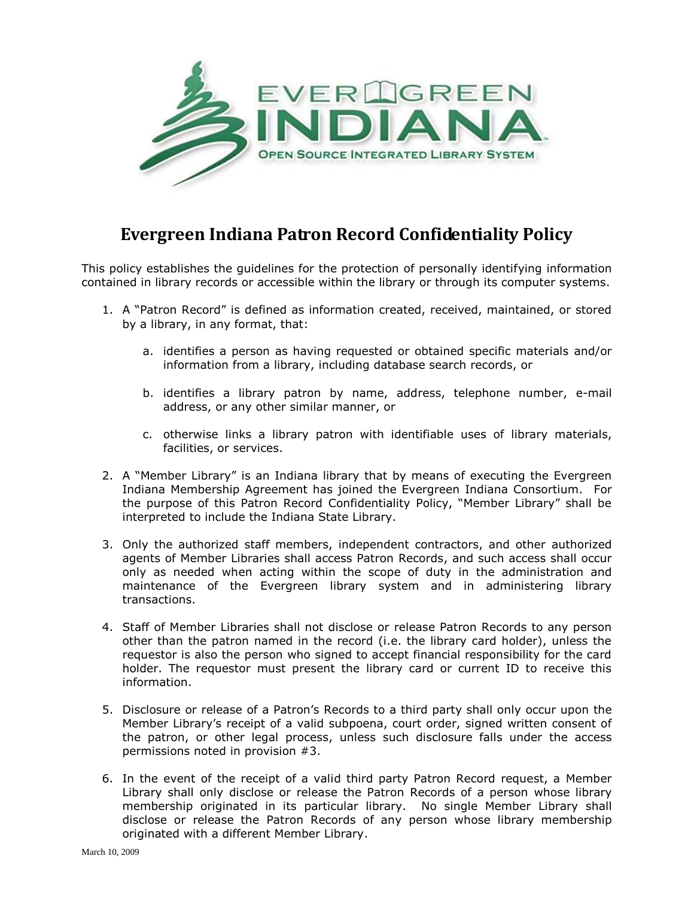# Evergreen Indiana Patron Record Confidentiality Policy

This policy establishes the guidelines for the protection of personally identifying information contained in library records or accessible within the library or through its computer systems.

1. A "Patron Record" is defined as information created, received, maintained, or stored by a library, in any format, that:

   a. identifies a person as having requested or obtained specific materials and/or information from a library, including database search records, or

   b. identifies a library patron by name, address, telephone number, e-mail address, or any other similar manner, or

   c. otherwise links a library patron with identifiable uses of library materials, facilities, or services.

2. A "Member Library" is an Indiana library that by means of executing the Evergreen Indiana Membership Agreement has joined the Evergreen Indiana Consortium. For the purpose of this Patron Record Confidentiality Policy, "Member Library" shall be interpreted to include the Indiana State Library.

3. Only the authorized staff members, independent contractors, and other authorized agents of Member Libraries shall access Patron Records, and such access shall occur only as needed when acting within the scope of duty in the administration and maintenance of the Evergreen library system and in administering library transactions.

4. Staff of Member Libraries shall not disclose or release Patron Records to any person other than the patron named in the record (i.e. the library card holder), unless the requestor is also the person who signed to accept financial responsibility for the card holder. The requestor must present the library card or current ID to receive this information.

5. Disclosure or release of a Patron's Records to a third party shall only occur upon the Member Library's receipt of a valid subpoena, court order, signed written consent of the patron, or other legal process, unless such disclosure falls under the access permissions noted in provision #3.

6. In the event of the receipt of a valid third party Patron Record request, a Member Library shall only disclose or release the Patron Records of a person whose library membership originated in its particular library. No single Member Library shall disclose or release the Patron Records of any person whose library membership originated with a different Member Library.

March 10, 2009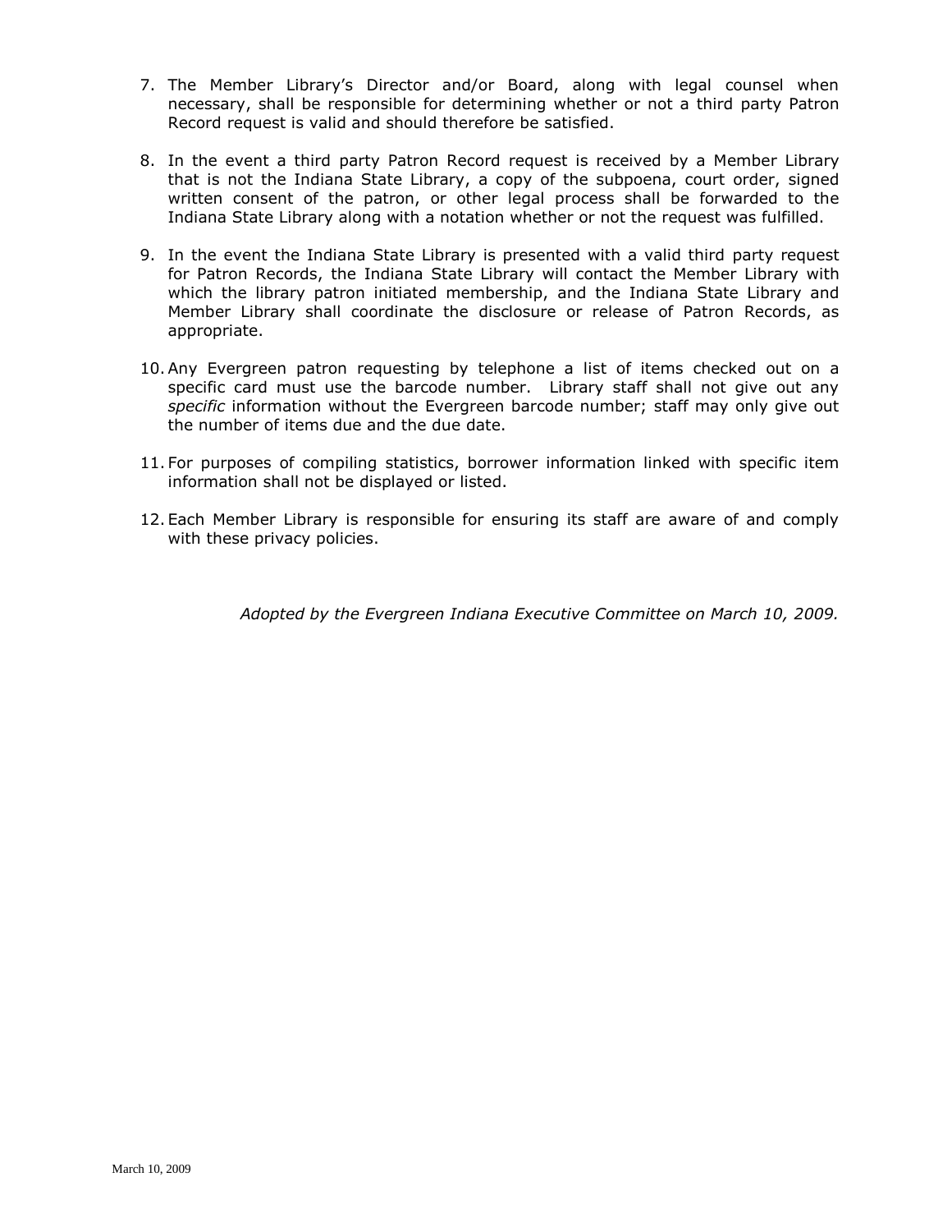7. The Member Library's Director and/or Board, along with legal counsel when necessary, shall be responsible for determining whether or not a third party Patron Record request is valid and should therefore be satisfied.

8. In the event a third party Patron Record request is received by a Member Library that is not the Indiana State Library, a copy of the subpoena, court order, signed written consent of the patron, or other legal process shall be forwarded to the Indiana State Library along with a notation whether or not the request was fulfilled.

9. In the event the Indiana State Library is presented with a valid third party request for Patron Records, the Indiana State Library will contact the Member Library with which the library patron initiated membership, and the Indiana State Library and Member Library shall coordinate the disclosure or release of Patron Records, as appropriate.

10. Any Evergreen patron requesting by telephone a list of items checked out on a specific card must use the barcode number. Library staff shall not give out any *specific* information without the Evergreen barcode number; staff may only give out the number of items due and the due date.

11. For purposes of compiling statistics, borrower information linked with specific item information shall not be displayed or listed.

12. Each Member Library is responsible for ensuring its staff are aware of and comply with these privacy policies.

*Adopted by the Evergreen Indiana Executive Committee on March 10, 2009.*